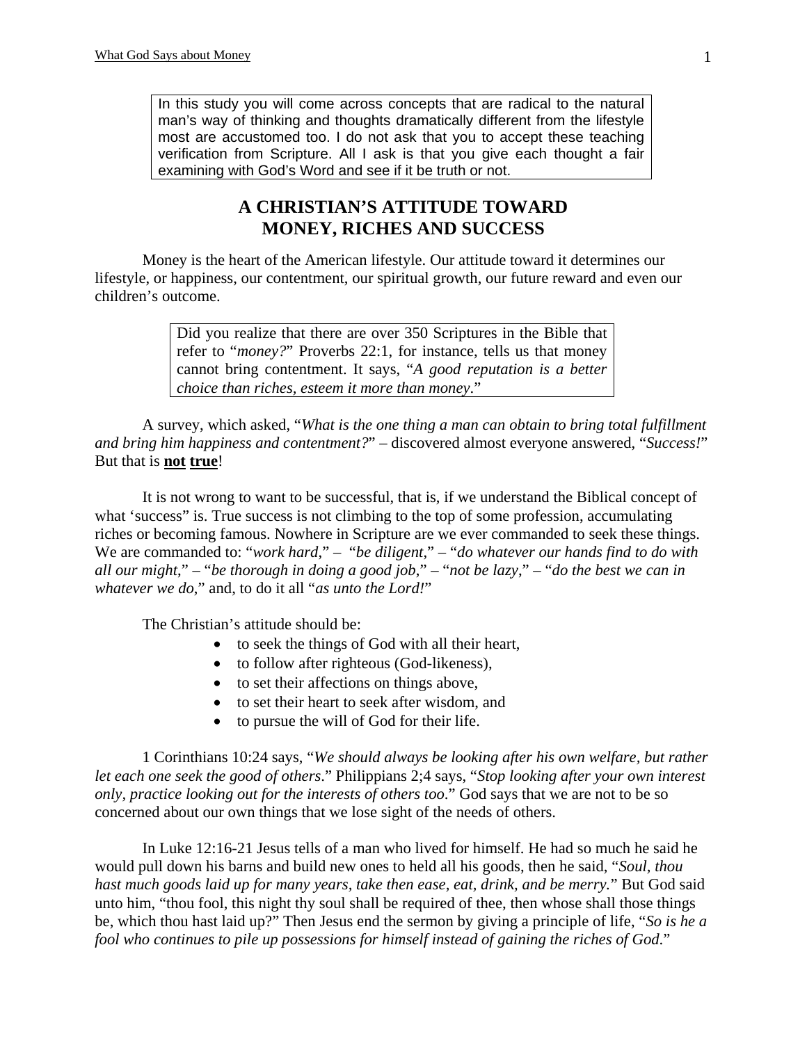In this study you will come across concepts that are radical to the natural man's way of thinking and thoughts dramatically different from the lifestyle most are accustomed too. I do not ask that you to accept these teaching verification from Scripture. All I ask is that you give each thought a fair examining with God's Word and see if it be truth or not.

# A CHRISTIAN'S ATTITUDE TOWARD MONEY, RICHES AND SUCCESS

Money is the heart of the American lifestyle. Our attitude toward it determines our lifestyle, or happiness, our contentment, our spiritual growth, our future reward and even our children's outcome.

Did you realize that there are over 350 Scriptures in the Bible that refer to "*money?*" Proverbs 22:1, for instance, tells us that money cannot bring contentment. It says, "*A good reputation is a better choice than riches, esteem it more than money*."

A survey, which asked, "*What is the one thing a man can obtain to bring total fulfillment and bring him happiness and contentment?*" – discovered almost everyone answered, "*Success!*" But that is **not** **true**!

It is not wrong to want to be successful, that is, if we understand the Biblical concept of what 'success" is. True success is not climbing to the top of some profession, accumulating riches or becoming famous. Nowhere in Scripture are we ever commanded to seek these things. We are commanded to: "*work hard*," – "*be diligent*," – "*do whatever our hands find to do with all our might*," – "*be thorough in doing a good job*," – "*not be lazy*," – "*do the best we can in whatever we do*," and, to do it all "*as unto the Lord!*"

The Christian's attitude should be:

- to seek the things of God with all their heart,
- to follow after righteous (God-likeness),
- to set their affections on things above,
- to set their heart to seek after wisdom, and
- to pursue the will of God for their life.

1 Corinthians 10:24 says, "*We should always be looking after his own welfare, but rather let each one seek the good of others*." Philippians 2;4 says, "*Stop looking after your own interest only, practice looking out for the interests of others too*." God says that we are not to be so concerned about our own things that we lose sight of the needs of others.

In Luke 12:16-21 Jesus tells of a man who lived for himself. He had so much he said he would pull down his barns and build new ones to held all his goods, then he said, "*Soul, thou hast much goods laid up for many years, take then ease, eat, drink, and be merry.*" But God said unto him, "thou fool, this night thy soul shall be required of thee, then whose shall those things be, which thou hast laid up?" Then Jesus end the sermon by giving a principle of life, "*So is he a fool who continues to pile up possessions for himself instead of gaining the riches of God*."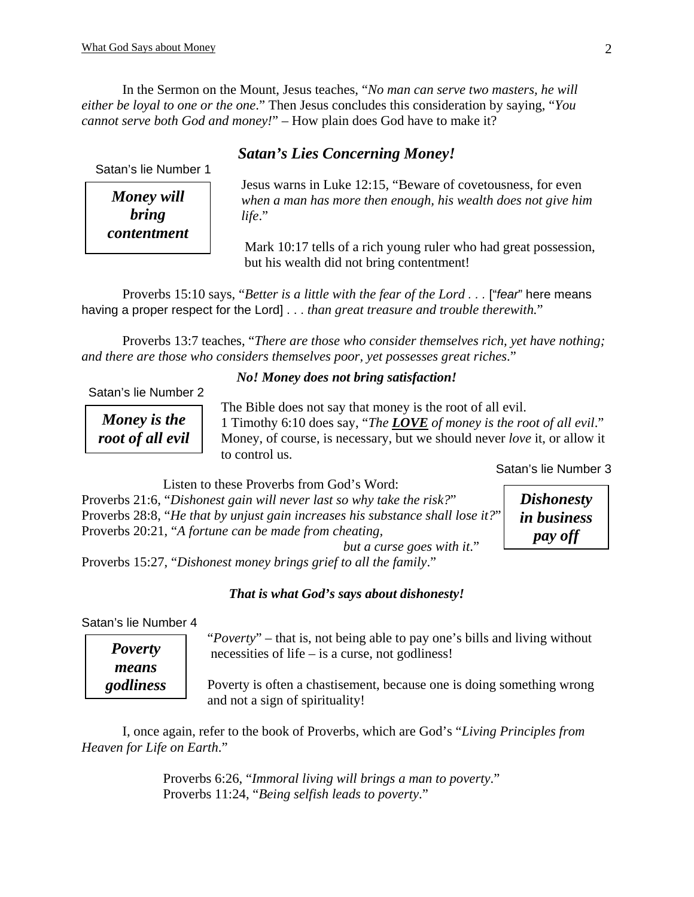In the Sermon on the Mount, Jesus teaches, "*No man can serve two masters, he will either be loyal to one or the one*." Then Jesus concludes this consideration by saying, "*You cannot serve both God and money!*" – How plain does God have to make it?

## *Satan's Lies Concerning Money!*

Satan's lie Number 1

***Money will bring contentment***

Jesus warns in Luke 12:15, "Beware of covetousness, for even *when a man has more then enough, his wealth does not give him life*."

Mark 10:17 tells of a rich young ruler who had great possession, but his wealth did not bring contentment!

Proverbs 15:10 says, "*Better is a little with the fear of the Lord . . .* ["*fear*" here means having a proper respect for the Lord] *. . . than great treasure and trouble therewith.*"

Proverbs 13:7 teaches, "*There are those who consider themselves rich, yet have nothing; and there are those who considers themselves poor, yet possesses great riches*."

***No! Money does not bring satisfaction!***

Satan's lie Number 2

***Money is the root of all evil***

The Bible does not say that money is the root of all evil.
1 Timothy 6:10 does say, "*The **LOVE** of money is the root of all evil*." Money, of course, is necessary, but we should never *love* it, or allow it to control us.

Satan's lie Number 3

***Dishonesty in business pay off***

Listen to these Proverbs from God's Word:
Proverbs 21:6, "*Dishonest gain will never last so why take the risk?*"
Proverbs 28:8, "*He that by unjust gain increases his substance shall lose it?*"
Proverbs 20:21, "*A fortune can be made from cheating, but a curse goes with it*."
Proverbs 15:27, "*Dishonest money brings grief to all the family*."

***That is what God's says about dishonesty!***

Satan's lie Number 4

***Poverty means godliness***

"*Poverty*" – that is, not being able to pay one's bills and living without necessities of life – is a curse, not godliness!

Poverty is often a chastisement, because one is doing something wrong and not a sign of spirituality!

I, once again, refer to the book of Proverbs, which are God's "*Living Principles from Heaven for Life on Earth*."

Proverbs 6:26, "*Immoral living will brings a man to poverty*."
Proverbs 11:24, "*Being selfish leads to poverty*."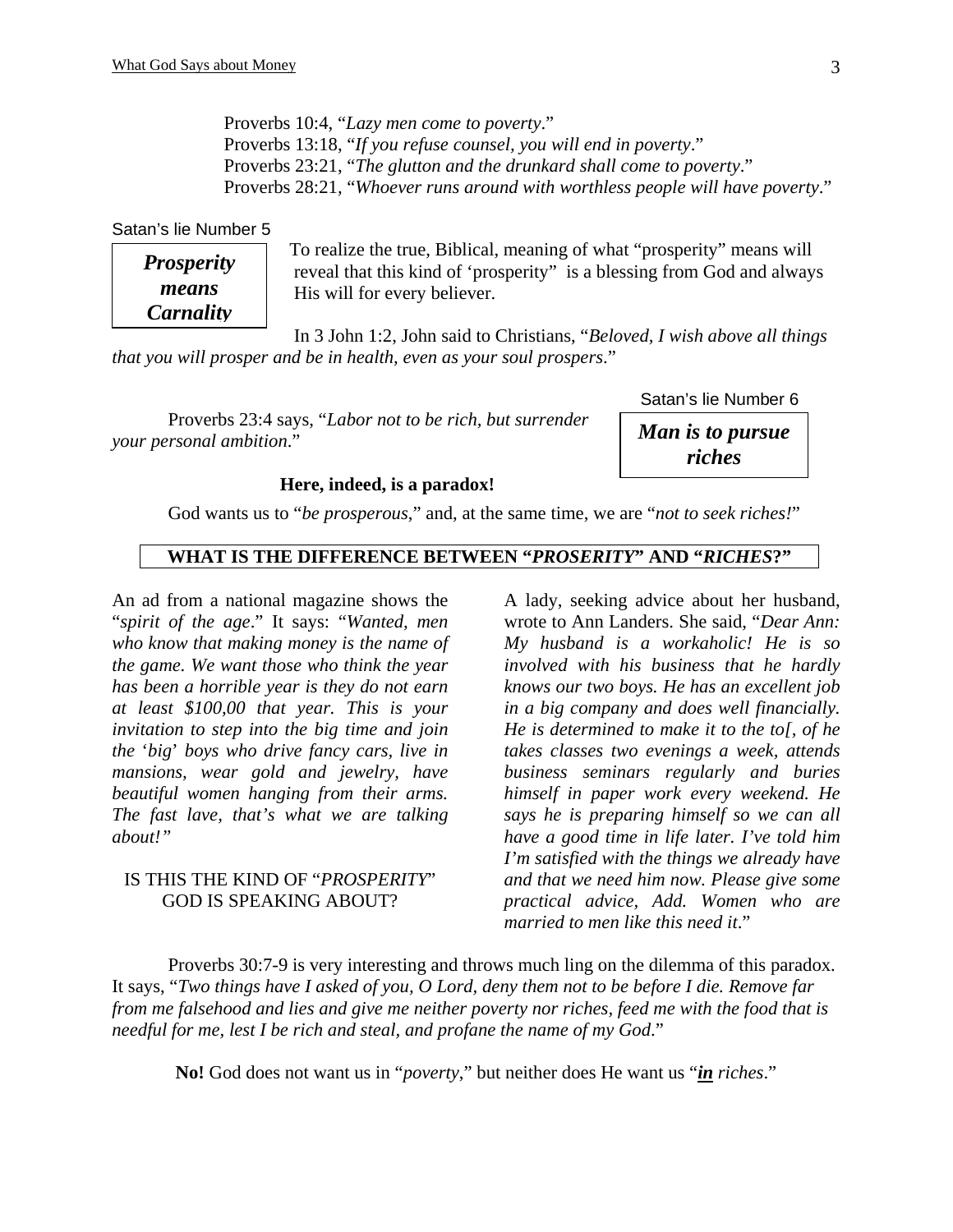Proverbs 10:4, "*Lazy men come to poverty*."
Proverbs 13:18, "*If you refuse counsel, you will end in poverty*."
Proverbs 23:21, "*The glutton and the drunkard shall come to poverty*."
Proverbs 28:21, "*Whoever runs around with worthless people will have poverty*."

Satan's lie Number 5

***Prosperity means Carnality***

To realize the true, Biblical, meaning of what "prosperity" means will reveal that this kind of 'prosperity" is a blessing from God and always His will for every believer.

In 3 John 1:2, John said to Christians, "*Beloved, I wish above all things that you will prosper and be in health, even as your soul prospers*."

Satan's lie Number 6

***Man is to pursue riches***

Proverbs 23:4 says, "*Labor not to be rich, but surrender your personal ambition*."

**Here, indeed, is a paradox!**

God wants us to "*be prosperous*," and, at the same time, we are "*not to seek riches!*"

**WHAT IS THE DIFFERENCE BETWEEN "*PROSERITY*" AND "*RICHES*?"**

An ad from a national magazine shows the "*spirit of the age*." It says: "*Wanted, men who know that making money is the name of the game. We want those who think the year has been a horrible year is they do not earn at least $100,00 that year. This is your invitation to step into the big time and join the 'big' boys who drive fancy cars, live in mansions, wear gold and jewelry, have beautiful women hanging from their arms. The fast lave, that's what we are talking about!"*

IS THIS THE KIND OF "*PROSPERITY*" GOD IS SPEAKING ABOUT?

A lady, seeking advice about her husband, wrote to Ann Landers. She said, "*Dear Ann: My husband is a workaholic! He is so involved with his business that he hardly knows our two boys. He has an excellent job in a big company and does well financially. He is determined to make it to the to[, of he takes classes two evenings a week, attends business seminars regularly and buries himself in paper work every weekend. He says he is preparing himself so we can all have a good time in life later. I've told him I'm satisfied with the things we already have and that we need him now. Please give some practical advice, Add. Women who are married to men like this need it*."

Proverbs 30:7-9 is very interesting and throws much ling on the dilemma of this paradox. It says, "*Two things have I asked of you, O Lord, deny them not to be before I die. Remove far from me falsehood and lies and give me neither poverty nor riches, feed me with the food that is needful for me, lest I be rich and steal, and profane the name of my God*."

**No!** God does not want us in "*poverty*," but neither does He want us "***in*** *riches*."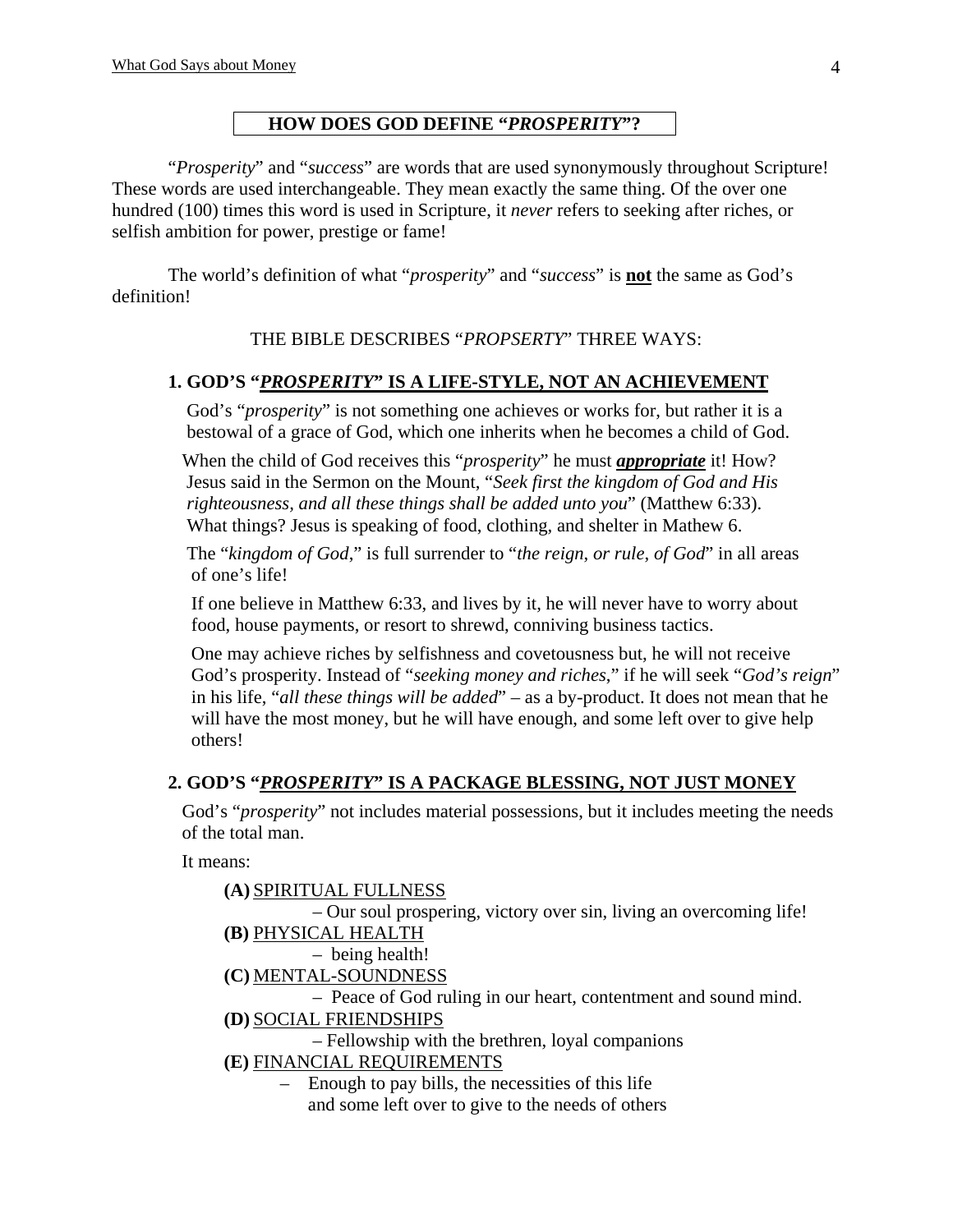## HOW DOES GOD DEFINE "*PROSPERITY*"?

"*Prosperity*" and "*success*" are words that are used synonymously throughout Scripture! These words are used interchangeable. They mean exactly the same thing. Of the over one hundred (100) times this word is used in Scripture, it *never* refers to seeking after riches, or selfish ambition for power, prestige or fame!

The world's definition of what "*prosperity*" and "*success*" is **not** the same as God's definition!

THE BIBLE DESCRIBES "*PROPSERTY*" THREE WAYS:

### 1. GOD'S "*PROSPERITY*" IS A LIFE-STYLE, NOT AN ACHIEVEMENT

God's "*prosperity*" is not something one achieves or works for, but rather it is a bestowal of a grace of God, which one inherits when he becomes a child of God.

When the child of God receives this "*prosperity*" he must ***appropriate*** it! How? Jesus said in the Sermon on the Mount, "*Seek first the kingdom of God and His righteousness, and all these things shall be added unto you*" (Matthew 6:33). What things? Jesus is speaking of food, clothing, and shelter in Mathew 6.

The "*kingdom of God*," is full surrender to "*the reign, or rule, of God*" in all areas of one's life!

If one believe in Matthew 6:33, and lives by it, he will never have to worry about food, house payments, or resort to shrewd, conniving business tactics.

One may achieve riches by selfishness and covetousness but, he will not receive God's prosperity. Instead of "*seeking money and riches*," if he will seek "*God's reign*" in his life, "*all these things will be added*" – as a by-product. It does not mean that he will have the most money, but he will have enough, and some left over to give help others!

### 2. GOD'S "*PROSPERITY*" IS A PACKAGE BLESSING, NOT JUST MONEY

God's "*prosperity*" not includes material possessions, but it includes meeting the needs of the total man.

It means:

**(A)** SPIRITUAL FULLNESS
– Our soul prospering, victory over sin, living an overcoming life!

**(B)** PHYSICAL HEALTH
– being health!

**(C)** MENTAL-SOUNDNESS
– Peace of God ruling in our heart, contentment and sound mind.

**(D)** SOCIAL FRIENDSHIPS
– Fellowship with the brethren, loyal companions

**(E)** FINANCIAL REQUIREMENTS
– Enough to pay bills, the necessities of this life and some left over to give to the needs of others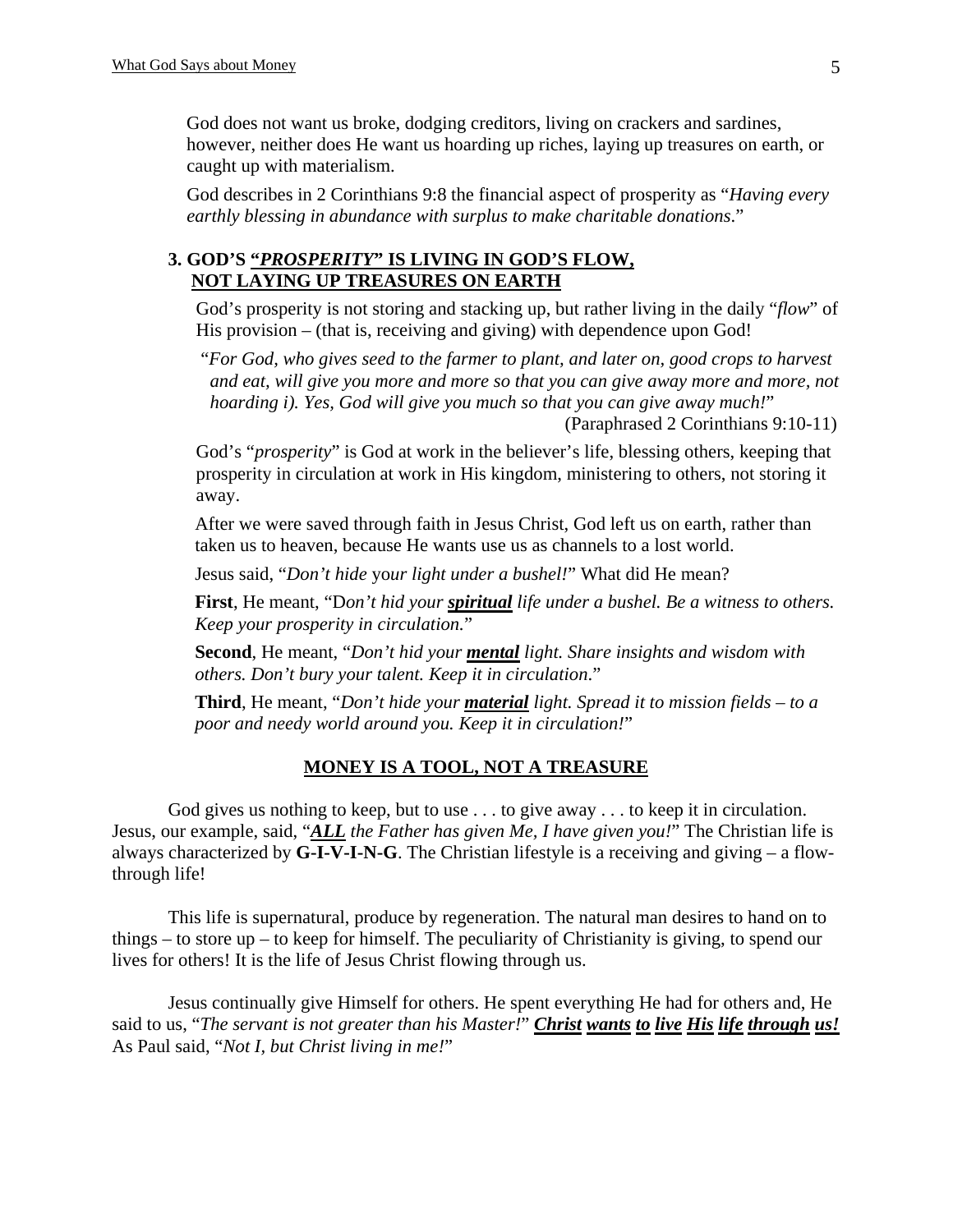God does not want us broke, dodging creditors, living on crackers and sardines, however, neither does He want us hoarding up riches, laying up treasures on earth, or caught up with materialism.

God describes in 2 Corinthians 9:8 the financial aspect of prosperity as "*Having every earthly blessing in abundance with surplus to make charitable donations*."

### 3. GOD'S "*PROSPERITY*" IS LIVING IN GOD'S FLOW, NOT LAYING UP TREASURES ON EARTH

God's prosperity is not storing and stacking up, but rather living in the daily "*flow*" of His provision – (that is, receiving and giving) with dependence upon God!

"*For God, who gives seed to the farmer to plant, and later on, good crops to harvest and eat, will give you more and more so that you can give away more and more, not hoarding i). Yes, God will give you much so that you can give away much!*"

(Paraphrased 2 Corinthians 9:10-11)

God's "*prosperity*" is God at work in the believer's life, blessing others, keeping that prosperity in circulation at work in His kingdom, ministering to others, not storing it away.

After we were saved through faith in Jesus Christ, God left us on earth, rather than taken us to heaven, because He wants use us as channels to a lost world.

Jesus said, "*Don't hide* yo*ur light under a bushel!*" What did He mean?

**First**, He meant, "D*on't hid your* ***spiritual*** *life under a bushel. Be a witness to others. Keep your prosperity in circulation.*"

**Second**, He meant, "*Don't hid your* ***mental*** *light. Share insights and wisdom with others. Don't bury your talent. Keep it in circulation*."

**Third**, He meant, "*Don't hide your* ***material*** *light. Spread it to mission fields – to a poor and needy world around you. Keep it in circulation!*"

## MONEY IS A TOOL, NOT A TREASURE

God gives us nothing to keep, but to use . . . to give away . . . to keep it in circulation. Jesus, our example, said, "***ALL*** *the Father has given Me, I have given you!*" The Christian life is always characterized by **G-I-V-I-N-G**. The Christian lifestyle is a receiving and giving – a flow-through life!

This life is supernatural, produce by regeneration. The natural man desires to hand on to things – to store up – to keep for himself. The peculiarity of Christianity is giving, to spend our lives for others! It is the life of Jesus Christ flowing through us.

Jesus continually give Himself for others. He spent everything He had for others and, He said to us, "*The servant is not greater than his Master!*" ***Christ wants to live His life through us!*** As Paul said, "*Not I, but Christ living in me!*"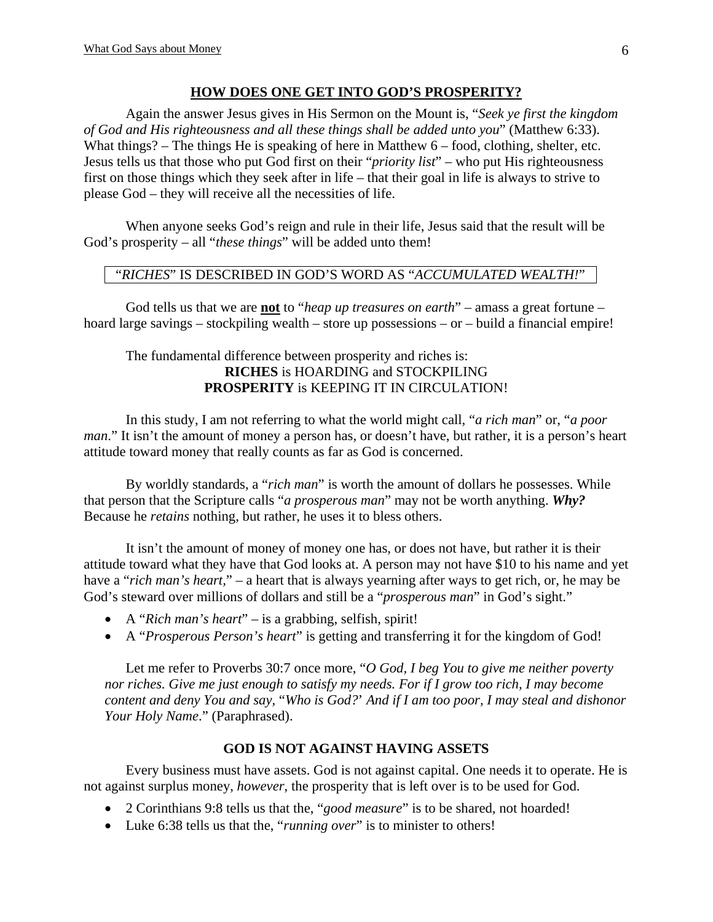## HOW DOES ONE GET INTO GOD'S PROSPERITY?

Again the answer Jesus gives in His Sermon on the Mount is, "*Seek ye first the kingdom of God and His righteousness and all these things shall be added unto you*" (Matthew 6:33). What things? – The things He is speaking of here in Matthew 6 – food, clothing, shelter, etc. Jesus tells us that those who put God first on their "*priority list*" – who put His righteousness first on those things which they seek after in life – that their goal in life is always to strive to please God – they will receive all the necessities of life.

When anyone seeks God's reign and rule in their life, Jesus said that the result will be God's prosperity – all "*these things*" will be added unto them!

"*RICHES*" IS DESCRIBED IN GOD'S WORD AS "*ACCUMULATED WEALTH!*"

God tells us that we are **not** to "*heap up treasures on earth*" – amass a great fortune – hoard large savings – stockpiling wealth – store up possessions – or – build a financial empire!

The fundamental difference between prosperity and riches is:

**RICHES** is HOARDING and STOCKPILING
**PROSPERITY** is KEEPING IT IN CIRCULATION!

In this study, I am not referring to what the world might call, "*a rich man*" or, "*a poor man*." It isn't the amount of money a person has, or doesn't have, but rather, it is a person's heart attitude toward money that really counts as far as God is concerned.

By worldly standards, a "*rich man*" is worth the amount of dollars he possesses. While that person that the Scripture calls "*a prosperous man*" may not be worth anything. ***Why?*** Because he *retains* nothing, but rather, he uses it to bless others.

It isn't the amount of money of money one has, or does not have, but rather it is their attitude toward what they have that God looks at. A person may not have $10 to his name and yet have a "*rich man's heart*," – a heart that is always yearning after ways to get rich, or, he may be God's steward over millions of dollars and still be a "*prosperous man*" in God's sight."

- A "*Rich man's heart*" – is a grabbing, selfish, spirit!
- A "*Prosperous Person's heart*" is getting and transferring it for the kingdom of God!

Let me refer to Proverbs 30:7 once more, "*O God, I beg You to give me neither poverty nor riches. Give me just enough to satisfy my needs. For if I grow too rich, I may become content and deny You and say,* "*Who is God?' And if I am too poor, I may steal and dishonor Your Holy Name*." (Paraphrased).

## GOD IS NOT AGAINST HAVING ASSETS

Every business must have assets. God is not against capital. One needs it to operate. He is not against surplus money, *however*, the prosperity that is left over is to be used for God.

- 2 Corinthians 9:8 tells us that the, "*good measure*" is to be shared, not hoarded!
- Luke 6:38 tells us that the, "*running over*" is to minister to others!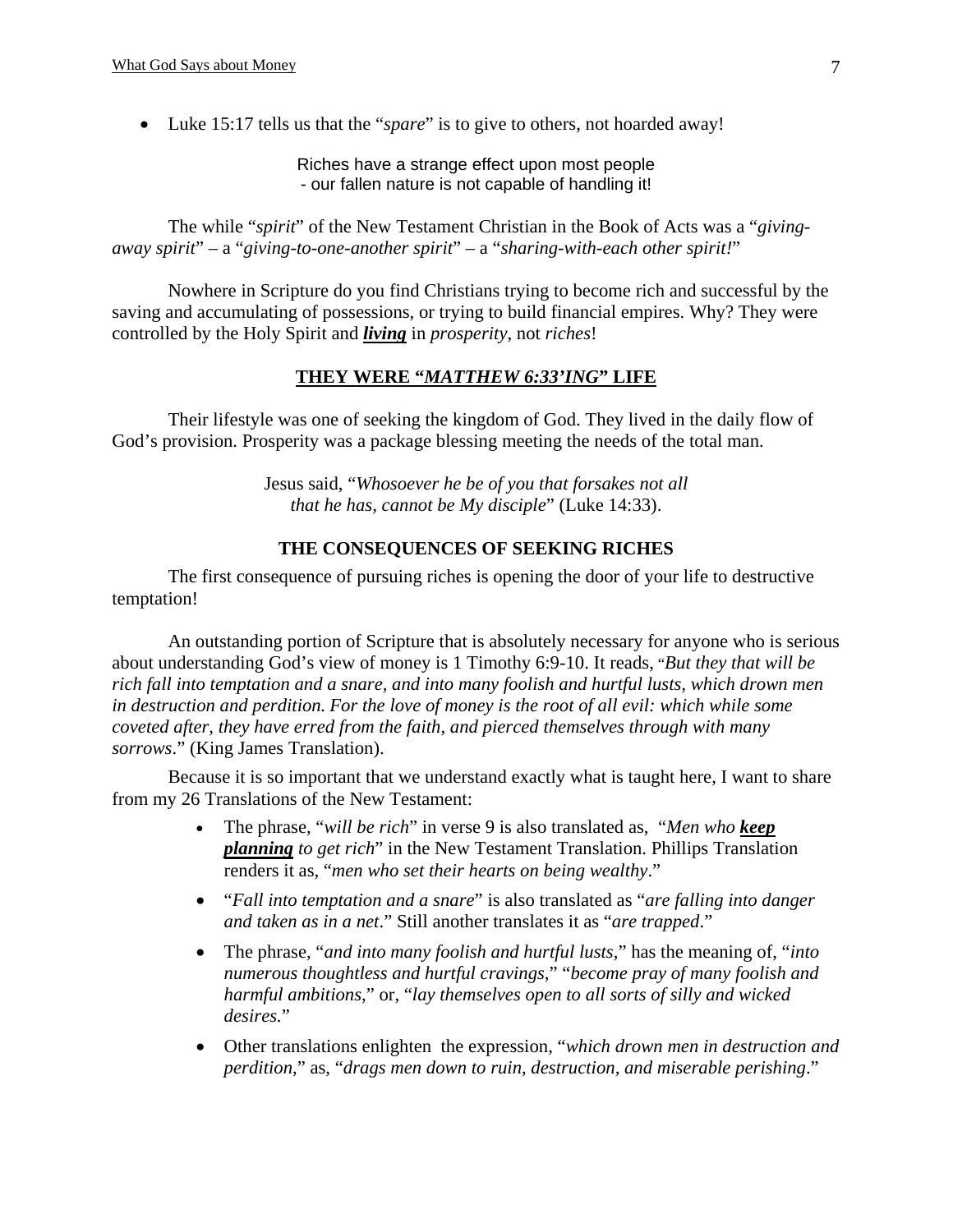- Luke 15:17 tells us that the "*spare*" is to give to others, not hoarded away!

Riches have a strange effect upon most people
- our fallen nature is not capable of handling it!

The while "*spirit*" of the New Testament Christian in the Book of Acts was a "*giving-away spirit*" – a "*giving-to-one-another spirit*" – a "*sharing-with-each other spirit!*"

Nowhere in Scripture do you find Christians trying to become rich and successful by the saving and accumulating of possessions, or trying to build financial empires. Why? They were controlled by the Holy Spirit and ***living*** in *prosperity*, not *riches*!

## THEY WERE "*MATTHEW 6:33'ING*" LIFE

Their lifestyle was one of seeking the kingdom of God. They lived in the daily flow of God's provision. Prosperity was a package blessing meeting the needs of the total man.

Jesus said, "*Whosoever he be of you that forsakes not all that he has, cannot be My disciple*" (Luke 14:33).

## THE CONSEQUENCES OF SEEKING RICHES

The first consequence of pursuing riches is opening the door of your life to destructive temptation!

An outstanding portion of Scripture that is absolutely necessary for anyone who is serious about understanding God's view of money is 1 Timothy 6:9-10. It reads, "*But they that will be rich fall into temptation and a snare, and into many foolish and hurtful lusts, which drown men in destruction and perdition. For the love of money is the root of all evil: which while some coveted after, they have erred from the faith, and pierced themselves through with many sorrows*." (King James Translation).

Because it is so important that we understand exactly what is taught here, I want to share from my 26 Translations of the New Testament:

- The phrase, "*will be rich*" in verse 9 is also translated as, "*Men who **keep planning** to get rich*" in the New Testament Translation. Phillips Translation renders it as, "*men who set their hearts on being wealthy*."
- "*Fall into temptation and a snare*" is also translated as "*are falling into danger and taken as in a net*." Still another translates it as "*are trapped*."
- The phrase, "*and into many foolish and hurtful lusts*," has the meaning of, "*into numerous thoughtless and hurtful cravings*," "*become pray of many foolish and harmful ambitions*," or, "*lay themselves open to all sorts of silly and wicked desires*."
- Other translations enlighten the expression, "*which drown men in destruction and perdition*," as, "*drags men down to ruin, destruction, and miserable perishing*."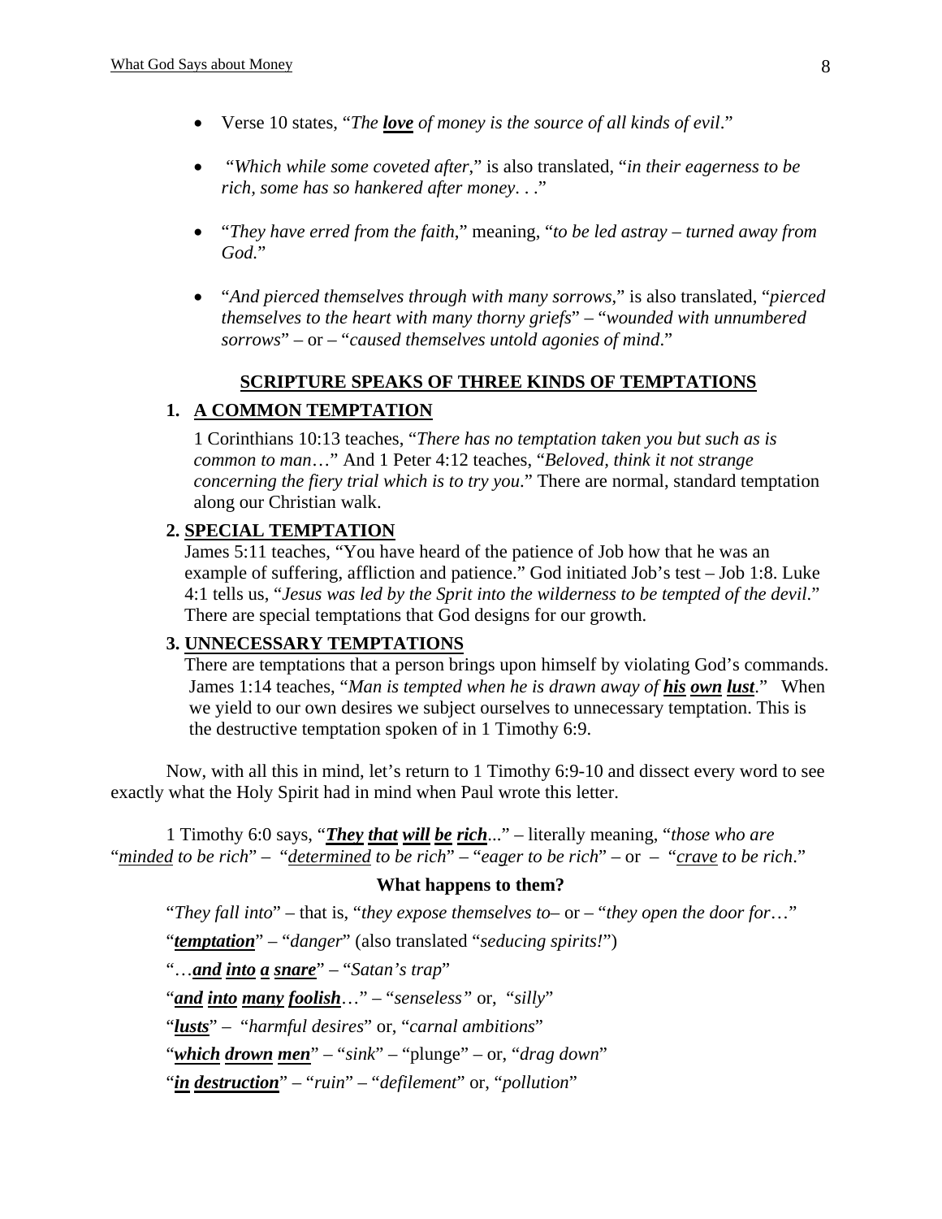- Verse 10 states, "*The **love** of money is the source of all kinds of evil*."

- "*Which while some coveted after*," is also translated, "*in their eagerness to be rich, some has so hankered after money. . .*"

- "*They have erred from the faith*," meaning, "*to be led astray – turned away from God.*"

- "*And pierced themselves through with many sorrows*," is also translated, "*pierced themselves to the heart with many thorny griefs*" – "*wounded with unnumbered sorrows*" – or – "*caused themselves untold agonies of mind*."

## SCRIPTURE SPEAKS OF THREE KINDS OF TEMPTATIONS

### 1. A COMMON TEMPTATION

1 Corinthians 10:13 teaches, "*There has no temptation taken you but such as is common to man*…" And 1 Peter 4:12 teaches, "*Beloved, think it not strange concerning the fiery trial which is to try you.*" There are normal, standard temptation along our Christian walk.

### 2. SPECIAL TEMPTATION

James 5:11 teaches, "You have heard of the patience of Job how that he was an example of suffering, affliction and patience." God initiated Job's test – Job 1:8. Luke 4:1 tells us, "*Jesus was led by the Sprit into the wilderness to be tempted of the devil*." There are special temptations that God designs for our growth.

### 3. UNNECESSARY TEMPTATIONS

There are temptations that a person brings upon himself by violating God's commands. James 1:14 teaches, "*Man is tempted when he is drawn away of **his own lust**.*" When we yield to our own desires we subject ourselves to unnecessary temptation. This is the destructive temptation spoken of in 1 Timothy 6:9.

Now, with all this in mind, let's return to 1 Timothy 6:9-10 and dissect every word to see exactly what the Holy Spirit had in mind when Paul wrote this letter.

1 Timothy 6:0 says, "***They that will be rich***..." – literally meaning, "*those who are* "*minded to be rich*" – "*determined to be rich*" – "*eager to be rich*" – or – "*crave to be rich*."

**What happens to them?**

"*They fall into*" – that is, "*they expose themselves to*– or – "*they open the door for*…"

"***temptation***" – "*danger*" (also translated "*seducing spirits!*")

"…***and into a snare***" – "*Satan's trap*"

"***and into many foolish***…" – "*senseless"* or, "*silly*"

"***lusts***" – "*harmful desires*" or, "*carnal ambitions*"

"***which drown men***" – "*sink*" – "plunge" – or, "*drag down*"

"***in destruction***" – "*ruin*" – "*defilement*" or, "*pollution*"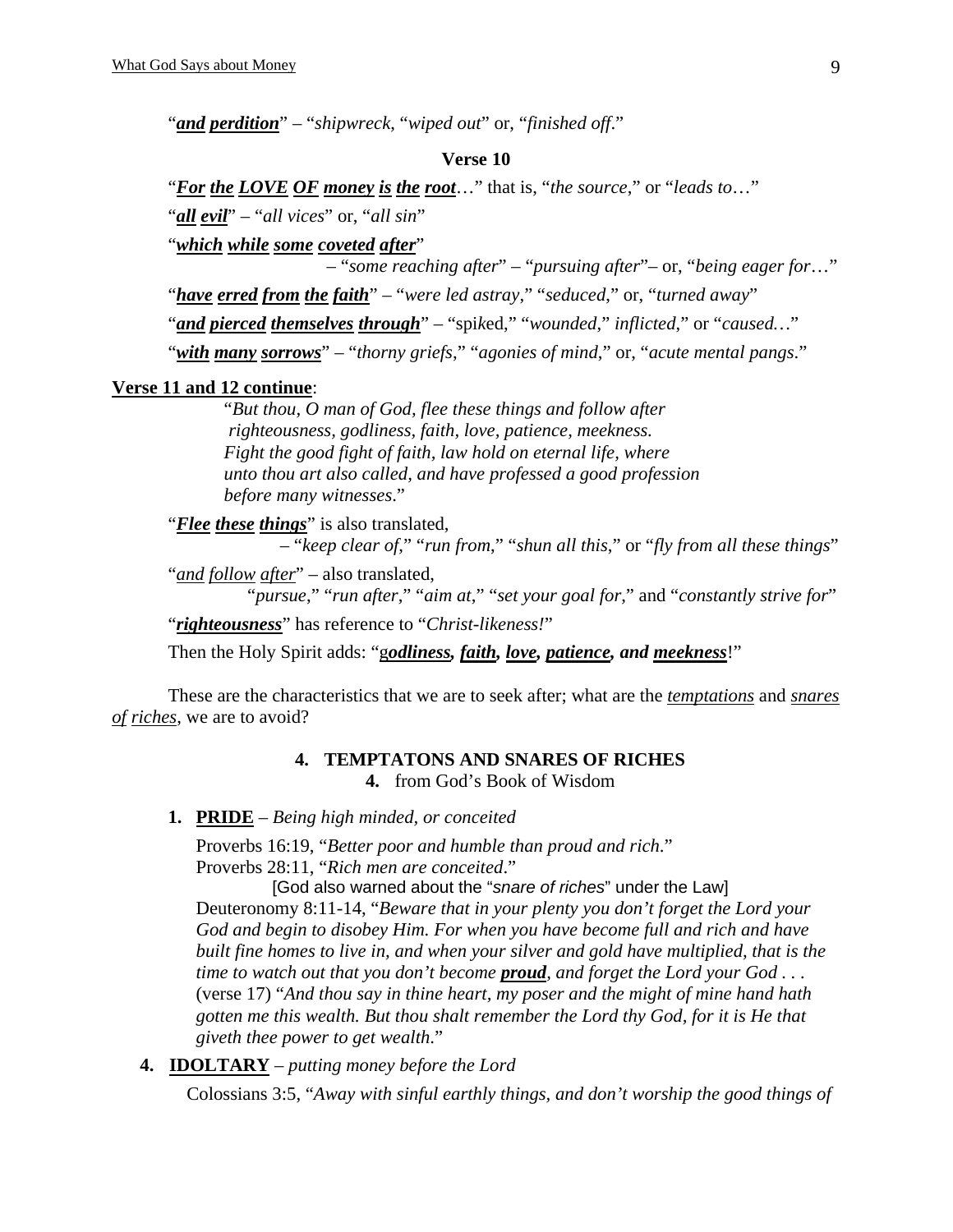"***and*** ***perdition***" – "*shipwreck*, "*wiped out*" or, "*finished off*."

**Verse 10**

"***For*** ***the*** ***LOVE*** ***OF*** ***money*** ***is*** ***the*** ***root***…" that is, "*the source*," or "*leads to*…"

"***all*** ***evil***" – "*all vices*" or, "*all sin*"

"***which*** ***while*** ***some*** ***coveted*** ***after***"

– "*some reaching after*" – "*pursuing after*"– or, "*being eager for*…"

"***have*** ***erred*** ***from*** ***the*** ***faith***" – "*were led astray*," "*seduced*," or, "*turned away*"

"***and*** ***pierced*** ***themselves*** ***through***" – "spiked," "*wounded*," *inflicted*," or "*caused*…"

"***with*** ***many*** ***sorrows***" – "*thorny griefs*," "*agonies of mind*," or, "*acute mental pangs*."

**Verse 11 and 12 continue**:

"*But thou, O man of God, flee these things and follow after righteousness, godliness, faith, love, patience, meekness. Fight the good fight of faith, law hold on eternal life, where unto thou art also called, and have professed a good profession before many witnesses*."

"***Flee*** ***these*** ***things***" is also translated,

– "*keep clear of*," "*run from*," "*shun all this*," or "*fly from all these things*"

"*and* *follow* *after*" – also translated,

"*pursue*," "*run after*," "*aim at*," "*set your goal for*," and "*constantly strive for*"

"***righteousness***" has reference to "*Christ-likeness!*"

Then the Holy Spirit adds: "g***odliness***, ***faith***, ***love***, ***patience***, ***and meekness***!"

These are the characteristics that we are to seek after; what are the *temptations* and *snares of riches*, we are to avoid?

## 4. TEMPTATONS AND SNARES OF RICHES

**4.** from God's Book of Wisdom

**1. PRIDE** – *Being high minded, or conceited*

Proverbs 16:19, "*Better poor and humble than proud and rich*."
Proverbs 28:11, "*Rich men are conceited*."

[God also warned about the "*snare of riches*" under the Law]

Deuteronomy 8:11-14, "*Beware that in your plenty you don't forget the Lord your God and begin to disobey Him. For when you have become full and rich and have built fine homes to live in, and when your silver and gold have multiplied, that is the time to watch out that you don't become* ***proud****, and forget the Lord your God . . .* (verse 17) "*And thou say in thine heart, my poser and the might of mine hand hath gotten me this wealth. But thou shalt remember the Lord thy God, for it is He that giveth thee power to get wealth*."

**4. IDOLTARY** – *putting money before the Lord*

Colossians 3:5, "*Away with sinful earthly things, and don't worship the good things of*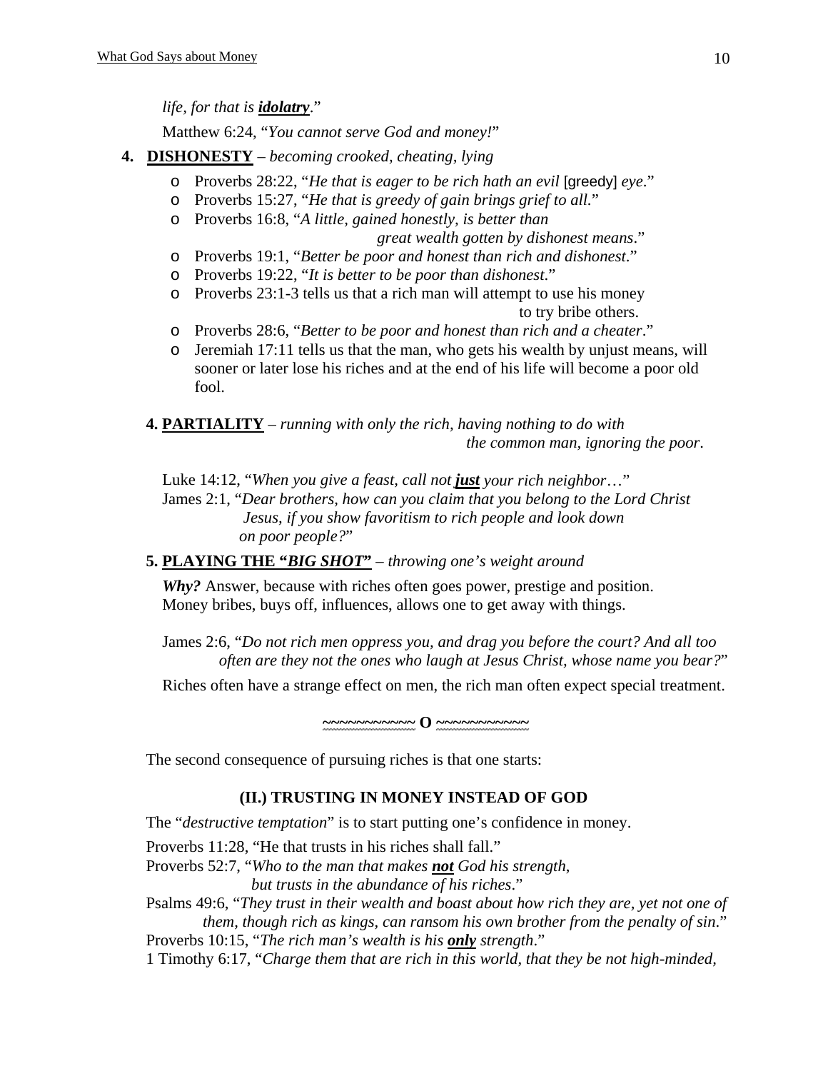*life, for that is* ***idolatry****.*"

Matthew 6:24, "*You cannot serve God and money!*"

4. **DISHONESTY** – *becoming crooked, cheating, lying*

   - Proverbs 28:22, "*He that is eager to be rich hath an evil* [greedy] *eye*."
   - Proverbs 15:27, "*He that is greedy of gain brings grief to all.*"
   - Proverbs 16:8, "*A little, gained honestly, is better than great wealth gotten by dishonest means*."
   - Proverbs 19:1, "*Better be poor and honest than rich and dishonest*."
   - Proverbs 19:22, "*It is better to be poor than dishonest*."
   - Proverbs 23:1-3 tells us that a rich man will attempt to use his money to try bribe others.
   - Proverbs 28:6, "*Better to be poor and honest than rich and a cheater*."
   - Jeremiah 17:11 tells us that the man, who gets his wealth by unjust means, will sooner or later lose his riches and at the end of his life will become a poor old fool.

**4. PARTIALITY** – *running with only the rich, having nothing to do with the common man, ignoring the poor.*

Luke 14:12, "*When you give a feast, call not* ***just*** *your rich neighbor*…"
James 2:1, "*Dear brothers, how can you claim that you belong to the Lord Christ Jesus, if you show favoritism to rich people and look down on poor people?*"

**5. PLAYING THE "*BIG SHOT*"** – *throwing one's weight around*

***Why?*** Answer, because with riches often goes power, prestige and position. Money bribes, buys off, influences, allows one to get away with things.

James 2:6, "*Do not rich men oppress you, and drag you before the court? And all too often are they not the ones who laugh at Jesus Christ, whose name you bear?*"

Riches often have a strange effect on men, the rich man often expect special treatment.

~~~~~~~~~~~ **O** ~~~~~~~~~~~

The second consequence of pursuing riches is that one starts:

**(II.) TRUSTING IN MONEY INSTEAD OF GOD**

The "*destructive temptation*" is to start putting one's confidence in money.

Proverbs 11:28, "He that trusts in his riches shall fall."
Proverbs 52:7, "*Who to the man that makes* ***not*** *God his strength, but trusts in the abundance of his riches*."
Psalms 49:6, "*They trust in their wealth and boast about how rich they are, yet not one of them, though rich as kings, can ransom his own brother from the penalty of sin*."
Proverbs 10:15, "*The rich man's wealth is his* ***only*** *strength*."
1 Timothy 6:17, "*Charge them that are rich in this world, that they be not high-minded,*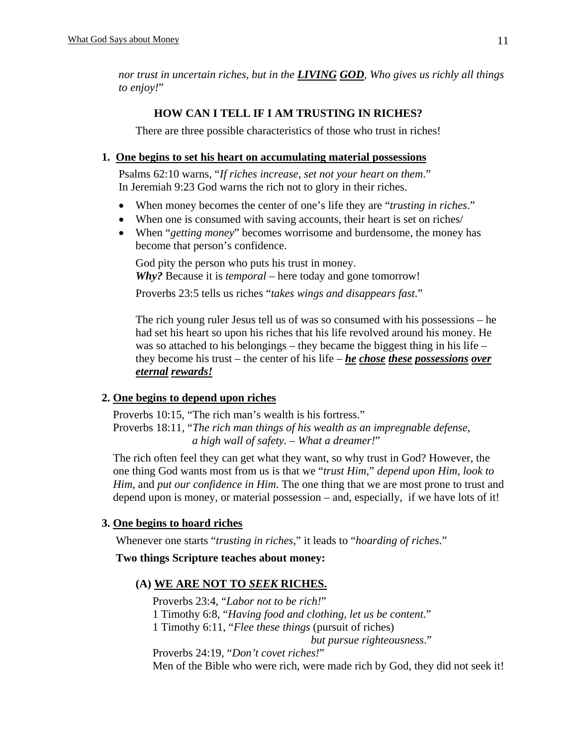*nor trust in uncertain riches, but in the **LIVING GOD**, Who gives us richly all things to enjoy!*"

### HOW CAN I TELL IF I AM TRUSTING IN RICHES?

There are three possible characteristics of those who trust in riches!

**1. One begins to set his heart on accumulating material possessions**

Psalms 62:10 warns, "*If riches increase, set not your heart on them*."
In Jeremiah 9:23 God warns the rich not to glory in their riches.

- When money becomes the center of one's life they are "*trusting in riches*."
- When one is consumed with saving accounts, their heart is set on riches/
- When "*getting money*" becomes worrisome and burdensome, the money has become that person's confidence.

God pity the person who puts his trust in money.
***Why?*** Because it is *temporal* – here today and gone tomorrow!

Proverbs 23:5 tells us riches "*takes wings and disappears fast*."

The rich young ruler Jesus tell us of was so consumed with his possessions – he had set his heart so upon his riches that his life revolved around his money. He was so attached to his belongings – they became the biggest thing in his life – they become his trust – the center of his life – ***he chose these possessions over eternal rewards!***

**2. One begins to depend upon riches**

Proverbs 10:15, "The rich man's wealth is his fortress."
Proverbs 18:11, "*The rich man things of his wealth as an impregnable defense, a high wall of safety. – What a dreamer!*"

The rich often feel they can get what they want, so why trust in God? However, the one thing God wants most from us is that we "*trust Him*," *depend upon Him*, *look to Him*, and *put our confidence in Him*. The one thing that we are most prone to trust and depend upon is money, or material possession – and, especially, if we have lots of it!

**3. One begins to hoard riches**

Whenever one starts "*trusting in riches*," it leads to "*hoarding of riches*."

**Two things Scripture teaches about money:**

**(A) WE ARE NOT TO *SEEK* RICHES.**

Proverbs 23:4, "*Labor not to be rich!*"
1 Timothy 6:8, "*Having food and clothing, let us be content*."
1 Timothy 6:11, "*Flee these things* (pursuit of riches) *but pursue righteousness*."
Proverbs 24:19, "*Don't covet riches!*"
Men of the Bible who were rich, were made rich by God, they did not seek it!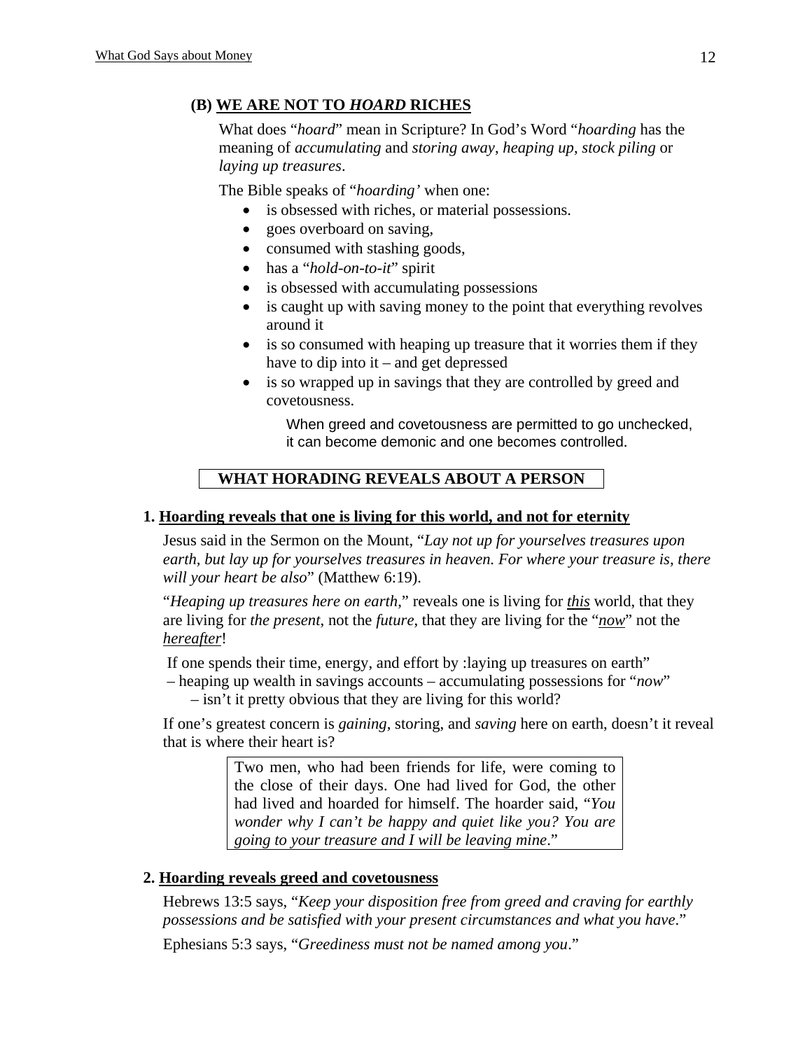### (B) <u>WE ARE NOT TO *HOARD* RICHES</u>

What does "*hoard*" mean in Scripture? In God's Word "*hoarding* has the meaning of *accumulating* and *storing away*, *heaping up*, *stock piling* or *laying up treasures*.

The Bible speaks of "*hoarding'* when one:

- is obsessed with riches, or material possessions.
- goes overboard on saving,
- consumed with stashing goods,
- has a "*hold-on-to-it*" spirit
- is obsessed with accumulating possessions
- is caught up with saving money to the point that everything revolves around it
- is so consumed with heaping up treasure that it worries them if they have to dip into it – and get depressed
- is so wrapped up in savings that they are controlled by greed and covetousness.

> When greed and covetousness are permitted to go unchecked, it can become demonic and one becomes controlled.

## WHAT HORADING REVEALS ABOUT A PERSON

**1. <u>Hoarding reveals that one is living for this world, and not for eternity</u>**

Jesus said in the Sermon on the Mount, "*Lay not up for yourselves treasures upon earth, but lay up for yourselves treasures in heaven. For where your treasure is, there will your heart be also*" (Matthew 6:19).

"*Heaping up treasures here on earth*," reveals one is living for ***<u>this</u>*** world, that they are living for *the present*, not the *future*, that they are living for the "*<u>now</u>*" not the *<u>hereafter</u>*!

If one spends their time, energy, and effort by :laying up treasures on earth" – heaping up wealth in savings accounts – accumulating possessions for "*now*" – isn't it pretty obvious that they are living for this world?

If one's greatest concern is *gaining*, storing, and *saving* here on earth, doesn't it reveal that is where their heart is?

> Two men, who had been friends for life, were coming to the close of their days. One had lived for God, the other had lived and hoarded for himself. The hoarder said, "*You wonder why I can't be happy and quiet like you? You are going to your treasure and I will be leaving mine*."

**2. <u>Hoarding reveals greed and covetousness</u>**

Hebrews 13:5 says, "*Keep your disposition free from greed and craving for earthly possessions and be satisfied with your present circumstances and what you have*."

Ephesians 5:3 says, "*Greediness must not be named among you*."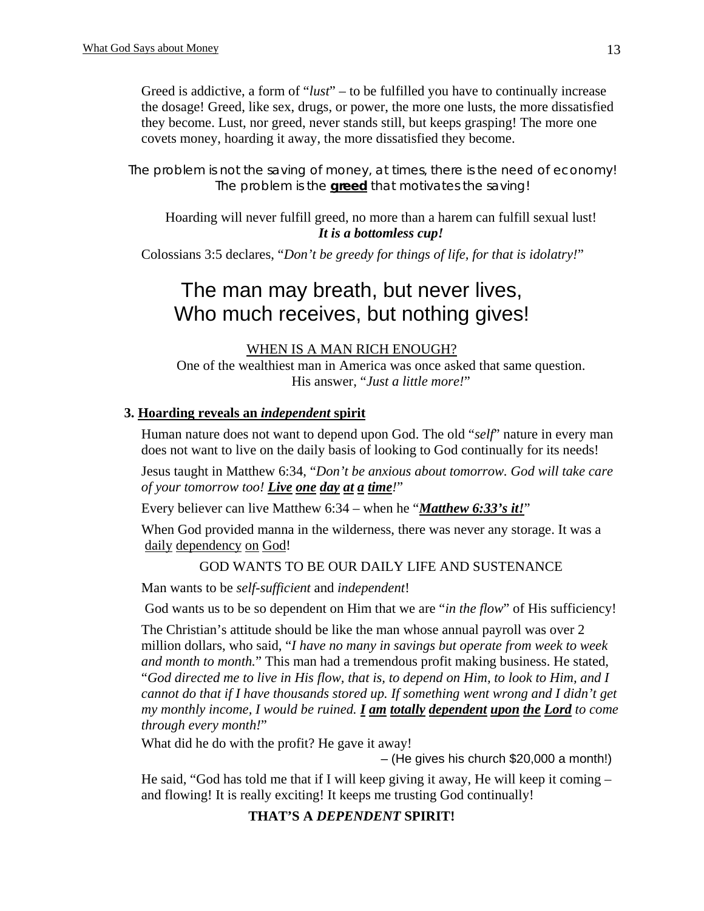Greed is addictive, a form of "*lust*" – to be fulfilled you have to continually increase the dosage! Greed, like sex, drugs, or power, the more one lusts, the more dissatisfied they become. Lust, nor greed, never stands still, but keeps grasping! The more one covets money, hoarding it away, the more dissatisfied they become.

The problem is not the saving of money, at times, there is the need of economy! The problem is the <u>**greed**</u> that motivates the saving!

Hoarding will never fulfill greed, no more than a harem can fulfill sexual lust!
***It is a bottomless cup!***

Colossians 3:5 declares, "*Don't be greedy for things of life, for that is idolatry!*"

## The man may breath, but never lives,
## Who much receives, but nothing gives!

<u>WHEN IS A MAN RICH ENOUGH?</u>

One of the wealthiest man in America was once asked that same question. His answer, "*Just a little more!*"

### 3. <u>Hoarding reveals an *independent* spirit</u>

Human nature does not want to depend upon God. The old "*self*" nature in every man does not want to live on the daily basis of looking to God continually for its needs!

Jesus taught in Matthew 6:34, "*Don't be anxious about tomorrow. God will take care of your tomorrow too! <u>**Live one day at a time**</u>!*"

Every believer can live Matthew 6:34 – when he "<u>***Matthew 6:33's it!***</u>"

When God provided manna in the wilderness, there was never any storage. It was a <u>daily dependency on God</u>!

GOD WANTS TO BE OUR DAILY LIFE AND SUSTENANCE

Man wants to be *self-sufficient* and *independent*!

God wants us to be so dependent on Him that we are "*in the flow*" of His sufficiency!

The Christian's attitude should be like the man whose annual payroll was over 2 million dollars, who said, "*I have no many in savings but operate from week to week and month to month.*" This man had a tremendous profit making business. He stated, "*God directed me to live in His flow, that is, to depend on Him, to look to Him, and I cannot do that if I have thousands stored up. If something went wrong and I didn't get my monthly income, I would be ruined. <u>**I am totally dependent upon the Lord**</u> to come through every month!*"

What did he do with the profit? He gave it away!

– (He gives his church $20,000 a month!)

He said, "God has told me that if I will keep giving it away, He will keep it coming – and flowing! It is really exciting! It keeps me trusting God continually!

**THAT'S A *DEPENDENT* SPIRIT!**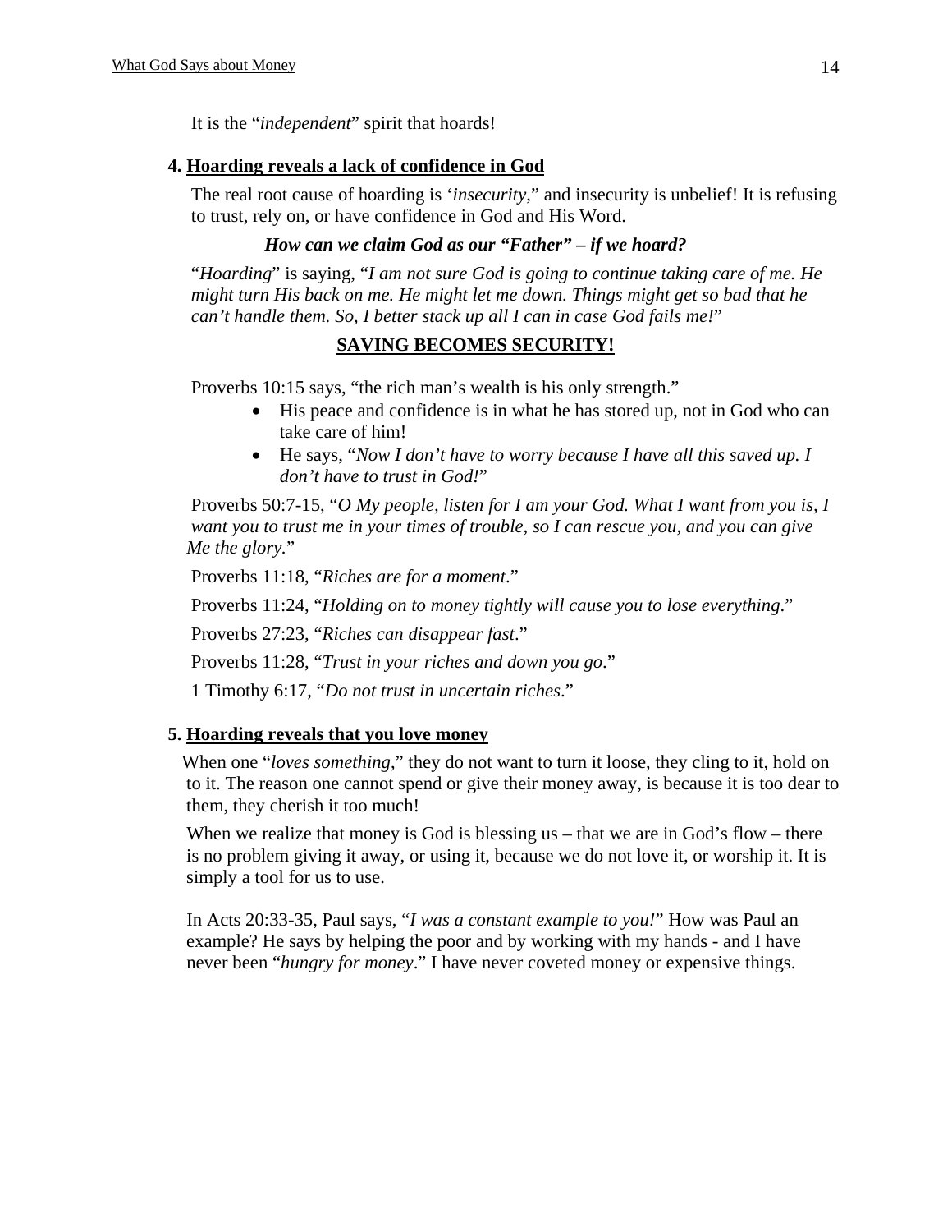It is the "*independent*" spirit that hoards!

**4. <u>Hoarding reveals a lack of confidence in God</u>**

The real root cause of hoarding is '*insecurity*," and insecurity is unbelief! It is refusing to trust, rely on, or have confidence in God and His Word.

***How can we claim God as our "Father" – if we hoard?***

"*Hoarding*" is saying, "*I am not sure God is going to continue taking care of me. He might turn His back on me. He might let me down. Things might get so bad that he can't handle them. So, I better stack up all I can in case God fails me!*"

**<u>SAVING BECOMES SECURITY!</u>**

Proverbs 10:15 says, "the rich man's wealth is his only strength."

- His peace and confidence is in what he has stored up, not in God who can take care of him!
- He says, "*Now I don't have to worry because I have all this saved up. I don't have to trust in God!*"

Proverbs 50:7-15, "*O My people, listen for I am your God. What I want from you is, I want you to trust me in your times of trouble, so I can rescue you, and you can give Me the glory.*"

Proverbs 11:18, "*Riches are for a moment*."

Proverbs 11:24, "*Holding on to money tightly will cause you to lose everything*."

Proverbs 27:23, "*Riches can disappear fast*."

Proverbs 11:28, "*Trust in your riches and down you go*."

1 Timothy 6:17, "*Do not trust in uncertain riches*."

**5. <u>Hoarding reveals that you love money</u>**

When one "*loves something*," they do not want to turn it loose, they cling to it, hold on to it. The reason one cannot spend or give their money away, is because it is too dear to them, they cherish it too much!

When we realize that money is God is blessing us – that we are in God's flow – there is no problem giving it away, or using it, because we do not love it, or worship it. It is simply a tool for us to use.

In Acts 20:33-35, Paul says, "*I was a constant example to you!*" How was Paul an example? He says by helping the poor and by working with my hands - and I have never been "*hungry for money*." I have never coveted money or expensive things.